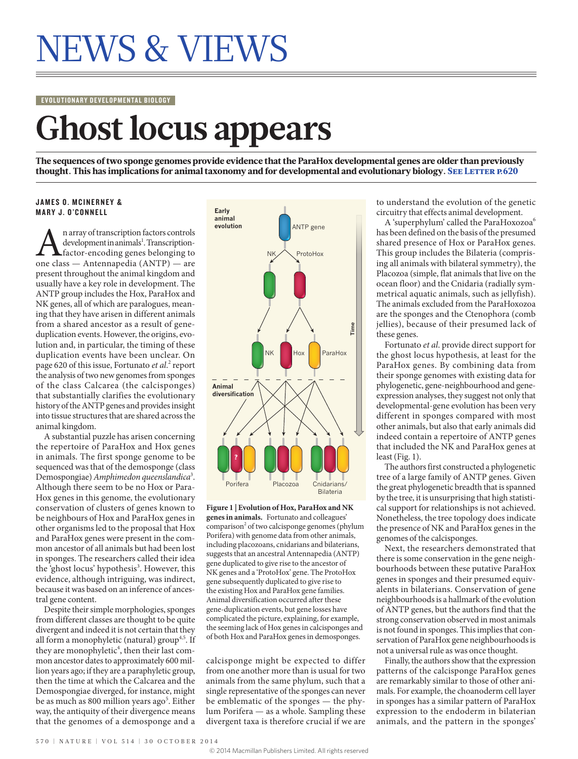# NEWS & VIEWS

EVOLUTIONARY DEVELOPMENTAL BIOLOGY

# Ghost locus appears

**The sequences of two sponge genomes provide evidence that the ParaHox developmental genes are older than previously thought. This has implications for animal taxonomy and for developmental and evolutionary biology.** See Letter p.620

**JAMES O. MCINERNEY & MARY J. O'CONNELL**

An array of transcription factors controls development in animals[1]. Transcription-factor-encoding genes belonging to one class — Antennapedia (ANTP) — are present throughout the animal kingdom and usually have a key role in development. The ANTP group includes the Hox, ParaHox and NK genes, all of which are paralogues, meaning that they have arisen in different animals from a shared ancestor as a result of gene-duplication events. However, the origins, evolution and, in particular, the timing of these duplication events have been unclear. On page 620 of this issue, Fortunato *et al.*[2] report the analysis of two new genomes from sponges of the class Calcarea (the calcisponges) that substantially clarifies the evolutionary history of the ANTP genes and provides insight into tissue structures that are shared across the animal kingdom.

A substantial puzzle has arisen concerning the repertoire of ParaHox and Hox genes in animals. The first sponge genome to be sequenced was that of the demosponge (class Demospongiae) *Amphimedon queenslandica*[3]. Although there seem to be no Hox or ParaHox genes in this genome, the evolutionary conservation of clusters of genes known to be neighbours of Hox and ParaHox genes in other organisms led to the proposal that Hox and ParaHox genes were present in the common ancestor of all animals but had been lost in sponges. The researchers called their idea the 'ghost locus' hypothesis[3]. However, this evidence, although intriguing, was indirect, because it was based on an inference of ancestral gene content.

Despite their simple morphologies, sponges from different classes are thought to be quite divergent and indeed it is not certain that they all form a monophyletic (natural) group[4,5]. If they are monophyletic[4], then their last common ancestor dates to approximately 600 million years ago; if they are a paraphyletic group, then the time at which the Calcarea and the Demospongiae diverged, for instance, might be as much as 800 million years ago[5]. Either way, the antiquity of their divergence means that the genomes of a demosponge and a calcisponge might be expected to differ from one another more than is usual for two animals from the same phylum, such that a single representative of the sponges can never be emblematic of the sponges — the phylum Porifera — as a whole. Sampling these divergent taxa is therefore crucial if we are to understand the evolution of the genetic circuitry that effects animal development.

Early animal evolution

ANTP gene

NK

ProtoHox

NK

Hox

ParaHox

Time

Animal diversification

?

Porifera

Placozoa

Cnidarians/ Bilateria

**Figure 1 | Evolution of Hox, ParaHox and NK genes in animals.** Fortunato and colleagues' comparison[2] of two calcisponge genomes (phylum Porifera) with genome data from other animals, including placozoans, cnidarians and bilaterians, suggests that an ancestral Antennapedia (ANTP) gene duplicated to give rise to the ancestor of NK genes and a 'ProtoHox' gene. The ProtoHox gene subsequently duplicated to give rise to the existing Hox and ParaHox gene families. Animal diversification occurred after these gene-duplication events, but gene losses have complicated the picture, explaining, for example, the seeming lack of Hox genes in calcisponges and of both Hox and ParaHox genes in demosponges.

A 'superphylum' called the ParaHoxozoa[6] has been defined on the basis of the presumed shared presence of Hox or ParaHox genes. This group includes the Bilateria (comprising all animals with bilateral symmetry), the Placozoa (simple, flat animals that live on the ocean floor) and the Cnidaria (radially symmetrical aquatic animals, such as jellyfish). The animals excluded from the ParaHoxozoa are the sponges and the Ctenophora (comb jellies), because of their presumed lack of these genes.

Fortunato *et al.* provide direct support for the ghost locus hypothesis, at least for the ParaHox genes. By combining data from their sponge genomes with existing data for phylogenetic, gene-neighbourhood and gene-expression analyses, they suggest not only that developmental-gene evolution has been very different in sponges compared with most other animals, but also that early animals did indeed contain a repertoire of ANTP genes that included the NK and ParaHox genes at least (Fig. 1).

The authors first constructed a phylogenetic tree of a large family of ANTP genes. Given the great phylogenetic breadth that is spanned by the tree, it is unsurprising that high statistical support for relationships is not achieved. Nonetheless, the tree topology does indicate the presence of NK and ParaHox genes in the genomes of the calcisponges.

Next, the researchers demonstrated that there is some conservation in the gene neighbourhoods between these putative ParaHox genes in sponges and their presumed equivalents in bilaterians. Conservation of gene neighbourhoods is a hallmark of the evolution of ANTP genes, but the authors find that the strong conservation observed in most animals is not found in sponges. This implies that conservation of ParaHox gene neighbourhoods is not a universal rule as was once thought.

Finally, the authors show that the expression patterns of the calcisponge ParaHox genes are remarkably similar to those of other animals. For example, the choanoderm cell layer in sponges has a similar pattern of ParaHox expression to the endoderm in bilaterian animals, and the pattern in the sponges'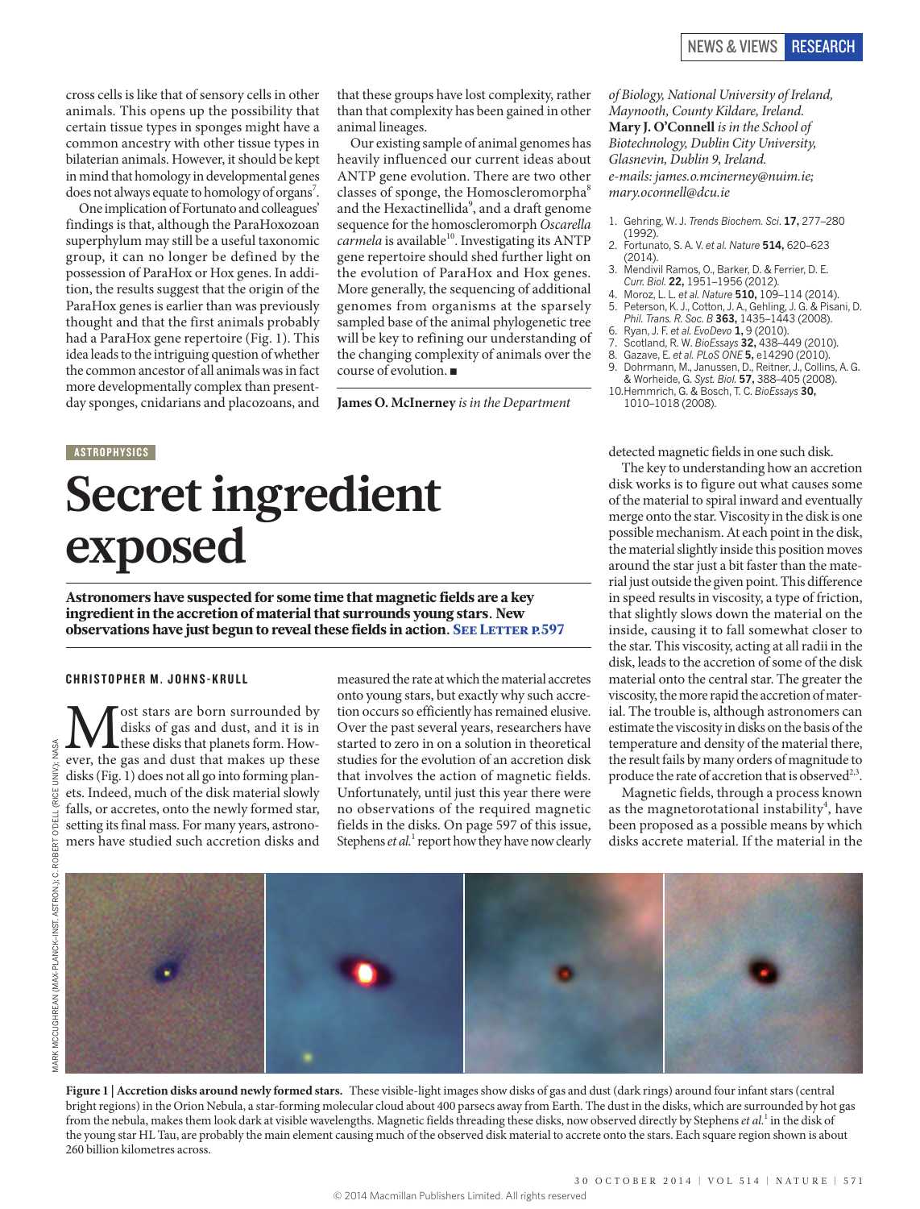cross cells is like that of sensory cells in other animals. This opens up the possibility that certain tissue types in sponges might have a common ancestry with other tissue types in bilaterian animals. However, it should be kept in mind that homology in developmental genes does not always equate to homology of organs[7].

One implication of Fortunato and colleagues' findings is that, although the ParaHoxozoan superphylum may still be a useful taxonomic group, it can no longer be defined by the possession of ParaHox or Hox genes. In addition, the results suggest that the origin of the ParaHox genes is earlier than was previously thought and that the first animals probably had a ParaHox gene repertoire (Fig. 1). This idea leads to the intriguing question of whether the common ancestor of all animals was in fact more developmentally complex than present-day sponges, cnidarians and placozoans, and that these groups have lost complexity, rather than that complexity has been gained in other animal lineages.

Our existing sample of animal genomes has heavily influenced our current ideas about ANTP gene evolution. There are two other classes of sponge, the Homoscleromorpha[8] and the Hexactinellida[9], and a draft genome sequence for the homoscleromorph *Oscarella carmela* is available[10]. Investigating its ANTP gene repertoire should shed further light on the evolution of ParaHox and Hox genes. More generally, the sequencing of additional genomes from organisms at the sparsely sampled base of the animal phylogenetic tree will be key to refining our understanding of the changing complexity of animals over the course of evolution. ■

**James O. McInerney** *is in the Department of Biology, National University of Ireland, Maynooth, County Kildare, Ireland.*
**Mary J. O'Connell** *is in the School of Biotechnology, Dublin City University, Glasnevin, Dublin 9, Ireland.*
*e-mails: james.o.mcinerney@nuim.ie; mary.oconnell@dcu.ie*

1. Gehring, W. J. *Trends Biochem. Sci.* **17,** 277–280 (1992).
2. Fortunato, S. A. V. *et al. Nature* **514,** 620–623 (2014).
3. Mendivil Ramos, O., Barker, D. & Ferrier, D. E. *Curr. Biol.* **22,** 1951–1956 (2012).
4. Moroz, L. L. *et al. Nature* **510,** 109–114 (2014).
5. Peterson, K. J., Cotton, J. A., Gehling, J. G. & Pisani, D. *Phil. Trans. R. Soc. B* **363,** 1435–1443 (2008).
6. Ryan, J. F. *et al. EvoDevo* **1,** 9 (2010).
7. Scotland, R. W. *BioEssays* **32,** 438–449 (2010).
8. Gazave, E. *et al. PLoS ONE* **5,** e14290 (2010).
9. Dohrmann, M., Janussen, D., Reitner, J., Collins, A. G. & Worheide, G. *Syst. Biol.* **57,** 388–405 (2008).
10. Hemmrich, G. & Bosch, T. C. *BioEssays* **30,** 1010–1018 (2008).

ASTROPHYSICS

# Secret ingredient exposed

**Astronomers have suspected for some time that magnetic fields are a key ingredient in the accretion of material that surrounds young stars. New observations have just begun to reveal these fields in action. See Letter p.597**

CHRISTOPHER M. JOHNS-KRULL

Most stars are born surrounded by disks of gas and dust, and it is in these disks that planets form. However, the gas and dust that makes up these disks (Fig. 1) does not all go into forming planets. Indeed, much of the disk material slowly falls, or accretes, onto the newly formed star, setting its final mass. For many years, astronomers have studied such accretion disks and measured the rate at which the material accretes onto young stars, but exactly why such accretion occurs so efficiently has remained elusive. Over the past several years, researchers have started to zero in on a solution in theoretical studies for the evolution of an accretion disk that involves the action of magnetic fields. Unfortunately, until just this year there were no observations of the required magnetic fields in the disks. On page 597 of this issue, Stephens *et al.*[1] report how they have now clearly detected magnetic fields in one such disk.

The key to understanding how an accretion disk works is to figure out what causes some of the material to spiral inward and eventually merge onto the star. Viscosity in the disk is one possible mechanism. At each point in the disk, the material slightly inside this position moves around the star just a bit faster than the material just outside the given point. This difference in speed results in viscosity, a type of friction, that slightly slows down the material on the inside, causing it to fall somewhat closer to the star. This viscosity, acting at all radii in the disk, leads to the accretion of some of the disk material onto the central star. The greater the viscosity, the more rapid the accretion of material. The trouble is, although astronomers can estimate the viscosity in disks on the basis of the temperature and density of the material there, the result fails by many orders of magnitude to produce the rate of accretion that is observed[2,3].

Magnetic fields, through a process known as the magnetorotational instability[4], have been proposed as a possible means by which disks accrete material. If the material in the

MARK MCCAUGHREAN (MAX-PLANCK-INST. ASTRON.); C. ROBERT O'DELL (RICE UNIV.); NASA

**Figure 1 | Accretion disks around newly formed stars.** These visible-light images show disks of gas and dust (dark rings) around four infant stars (central bright regions) in the Orion Nebula, a star-forming molecular cloud about 400 parsecs away from Earth. The dust in the disks, which are surrounded by hot gas from the nebula, makes them look dark at visible wavelengths. Magnetic fields threading these disks, now observed directly by Stephens *et al.*[1] in the disk of the young star HL Tau, are probably the main element causing much of the observed disk material to accrete onto the stars. Each square region shown is about 260 billion kilometres across.